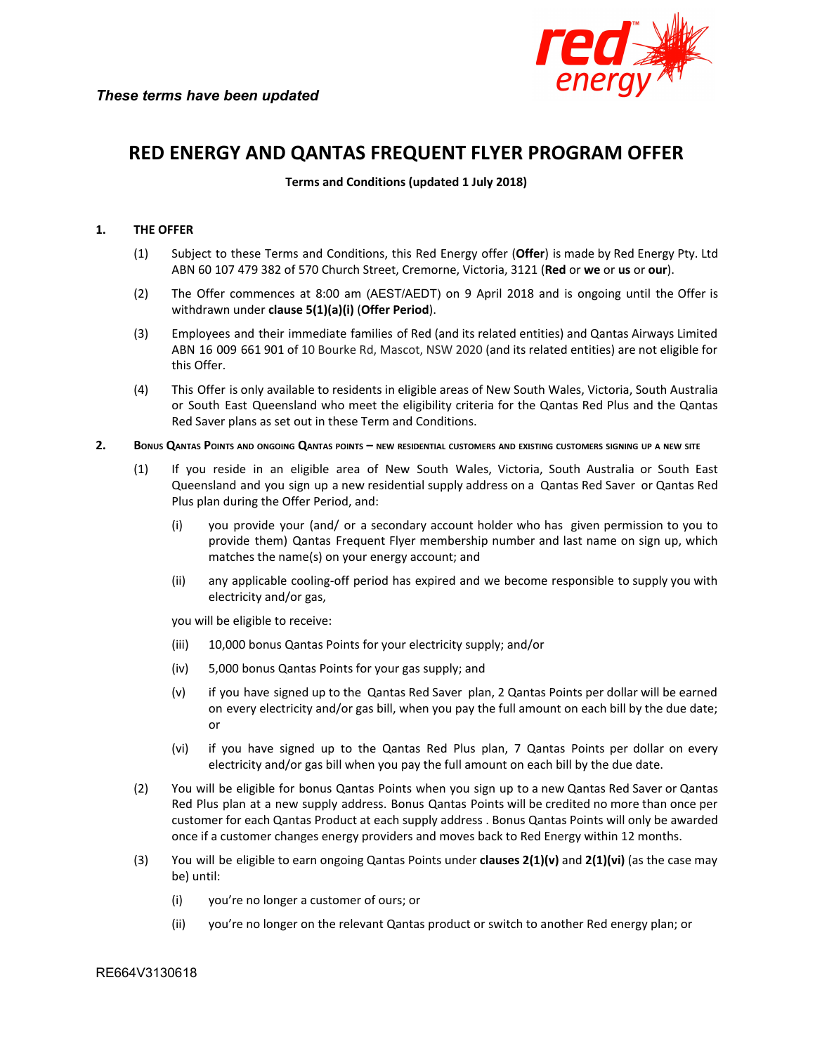*These terms have been updated*

# RED ENERGY AND QANTAS FREQUENT FLYER PROGRAM OFFER

**Terms and Conditions (updated 1 July 2018)**

## 1. THE OFFER

(1) Subject to these Terms and Conditions, this Red Energy offer (**Offer**) is made by Red Energy Pty. Ltd ABN 60 107 479 382 of 570 Church Street, Cremorne, Victoria, 3121 (**Red** or **we** or **us** or **our**).

(2) The Offer commences at 8:00 am (AEST/AEDT) on 9 April 2018 and is ongoing until the Offer is withdrawn under **clause 5(1)(a)(i)** (**Offer Period**).

(3) Employees and their immediate families of Red (and its related entities) and Qantas Airways Limited ABN 16 009 661 901 of 10 Bourke Rd, Mascot, NSW 2020 (and its related entities) are not eligible for this Offer.

(4) This Offer is only available to residents in eligible areas of New South Wales, Victoria, South Australia or South East Queensland who meet the eligibility criteria for the Qantas Red Plus and the Qantas Red Saver plans as set out in these Term and Conditions.

## 2. BONUS QANTAS POINTS AND ONGOING QANTAS POINTS – NEW RESIDENTIAL CUSTOMERS AND EXISTING CUSTOMERS SIGNING UP A NEW SITE

(1) If you reside in an eligible area of New South Wales, Victoria, South Australia or South East Queensland and you sign up a new residential supply address on a Qantas Red Saver or Qantas Red Plus plan during the Offer Period, and:

(i) you provide your (and/ or a secondary account holder who has given permission to you to provide them) Qantas Frequent Flyer membership number and last name on sign up, which matches the name(s) on your energy account; and

(ii) any applicable cooling-off period has expired and we become responsible to supply you with electricity and/or gas,

you will be eligible to receive:

(iii) 10,000 bonus Qantas Points for your electricity supply; and/or

(iv) 5,000 bonus Qantas Points for your gas supply; and

(v) if you have signed up to the Qantas Red Saver plan, 2 Qantas Points per dollar will be earned on every electricity and/or gas bill, when you pay the full amount on each bill by the due date; or

(vi) if you have signed up to the Qantas Red Plus plan, 7 Qantas Points per dollar on every electricity and/or gas bill when you pay the full amount on each bill by the due date.

(2) You will be eligible for bonus Qantas Points when you sign up to a new Qantas Red Saver or Qantas Red Plus plan at a new supply address. Bonus Qantas Points will be credited no more than once per customer for each Qantas Product at each supply address . Bonus Qantas Points will only be awarded once if a customer changes energy providers and moves back to Red Energy within 12 months.

(3) You will be eligible to earn ongoing Qantas Points under **clauses 2(1)(v)** and **2(1)(vi)** (as the case may be) until:

(i) you're no longer a customer of ours; or

(ii) you're no longer on the relevant Qantas product or switch to another Red energy plan; or

RE664V3130618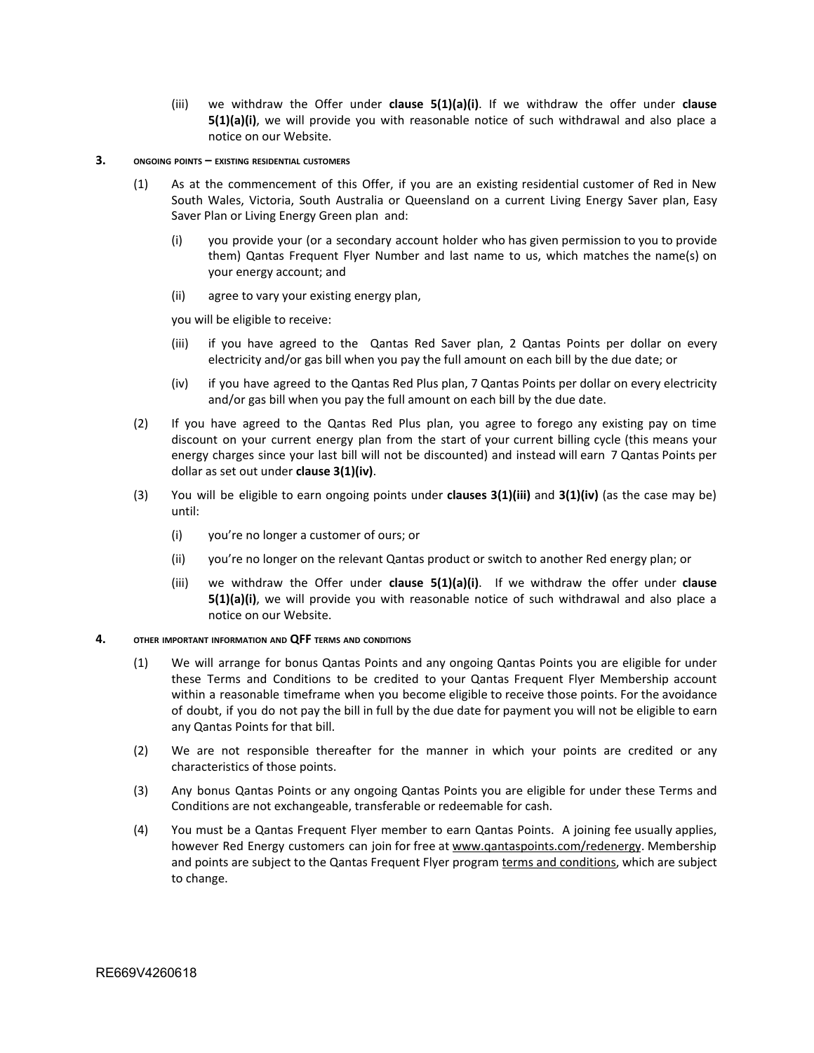(iii) we withdraw the Offer under **clause 5(1)(a)(i)**. If we withdraw the offer under **clause 5(1)(a)(i)**, we will provide you with reasonable notice of such withdrawal and also place a notice on our Website.

## 3. ONGOING POINTS – EXISTING RESIDENTIAL CUSTOMERS

(1) As at the commencement of this Offer, if you are an existing residential customer of Red in New South Wales, Victoria, South Australia or Queensland on a current Living Energy Saver plan, Easy Saver Plan or Living Energy Green plan and:

(i) you provide your (or a secondary account holder who has given permission to you to provide them) Qantas Frequent Flyer Number and last name to us, which matches the name(s) on your energy account; and

(ii) agree to vary your existing energy plan,

you will be eligible to receive:

(iii) if you have agreed to the Qantas Red Saver plan, 2 Qantas Points per dollar on every electricity and/or gas bill when you pay the full amount on each bill by the due date; or

(iv) if you have agreed to the Qantas Red Plus plan, 7 Qantas Points per dollar on every electricity and/or gas bill when you pay the full amount on each bill by the due date.

(2) If you have agreed to the Qantas Red Plus plan, you agree to forego any existing pay on time discount on your current energy plan from the start of your current billing cycle (this means your energy charges since your last bill will not be discounted) and instead will earn 7 Qantas Points per dollar as set out under **clause 3(1)(iv)**.

(3) You will be eligible to earn ongoing points under **clauses 3(1)(iii)** and **3(1)(iv)** (as the case may be) until:

(i) you're no longer a customer of ours; or

(ii) you're no longer on the relevant Qantas product or switch to another Red energy plan; or

(iii) we withdraw the Offer under **clause 5(1)(a)(i)**. If we withdraw the offer under **clause 5(1)(a)(i)**, we will provide you with reasonable notice of such withdrawal and also place a notice on our Website.

## 4. OTHER IMPORTANT INFORMATION AND QFF TERMS AND CONDITIONS

(1) We will arrange for bonus Qantas Points and any ongoing Qantas Points you are eligible for under these Terms and Conditions to be credited to your Qantas Frequent Flyer Membership account within a reasonable timeframe when you become eligible to receive those points. For the avoidance of doubt, if you do not pay the bill in full by the due date for payment you will not be eligible to earn any Qantas Points for that bill.

(2) We are not responsible thereafter for the manner in which your points are credited or any characteristics of those points.

(3) Any bonus Qantas Points or any ongoing Qantas Points you are eligible for under these Terms and Conditions are not exchangeable, transferable or redeemable for cash.

(4) You must be a Qantas Frequent Flyer member to earn Qantas Points. A joining fee usually applies, however Red Energy customers can join for free at www.qantaspoints.com/redenergy. Membership and points are subject to the Qantas Frequent Flyer program terms and conditions, which are subject to change.

RE669V4260618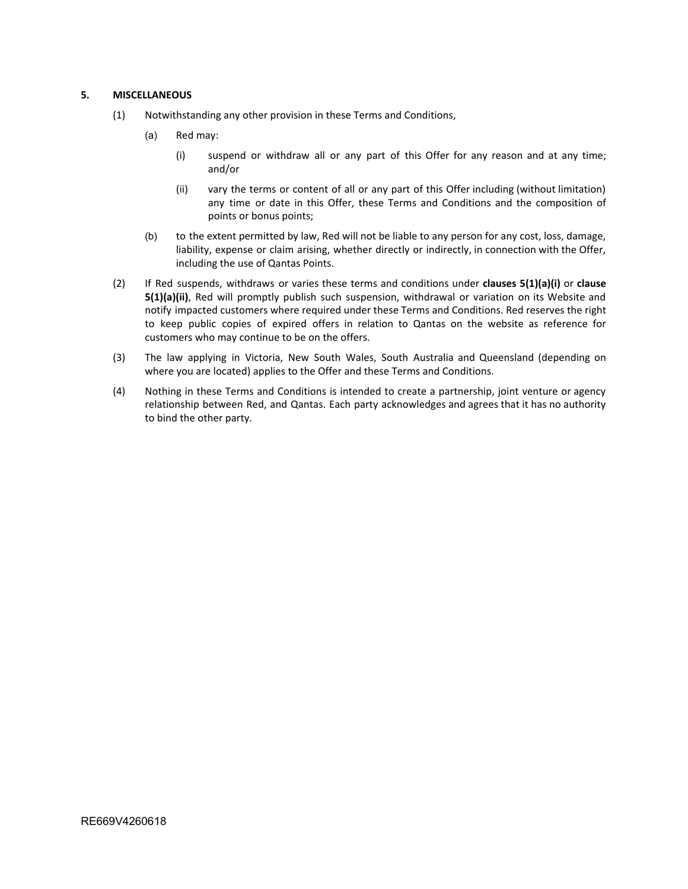## 5. MISCELLANEOUS

(1) Notwithstanding any other provision in these Terms and Conditions,

   (a) Red may:

      (i) suspend or withdraw all or any part of this Offer for any reason and at any time; and/or

      (ii) vary the terms or content of all or any part of this Offer including (without limitation) any time or date in this Offer, these Terms and Conditions and the composition of points or bonus points;

   (b) to the extent permitted by law, Red will not be liable to any person for any cost, loss, damage, liability, expense or claim arising, whether directly or indirectly, in connection with the Offer, including the use of Qantas Points.

(2) If Red suspends, withdraws or varies these terms and conditions under **clauses 5(1)(a)(i)** or **clause 5(1)(a)(ii)**, Red will promptly publish such suspension, withdrawal or variation on its Website and notify impacted customers where required under these Terms and Conditions. Red reserves the right to keep public copies of expired offers in relation to Qantas on the website as reference for customers who may continue to be on the offers.

(3) The law applying in Victoria, New South Wales, South Australia and Queensland (depending on where you are located) applies to the Offer and these Terms and Conditions.

(4) Nothing in these Terms and Conditions is intended to create a partnership, joint venture or agency relationship between Red, and Qantas. Each party acknowledges and agrees that it has no authority to bind the other party.

RE669V4260618